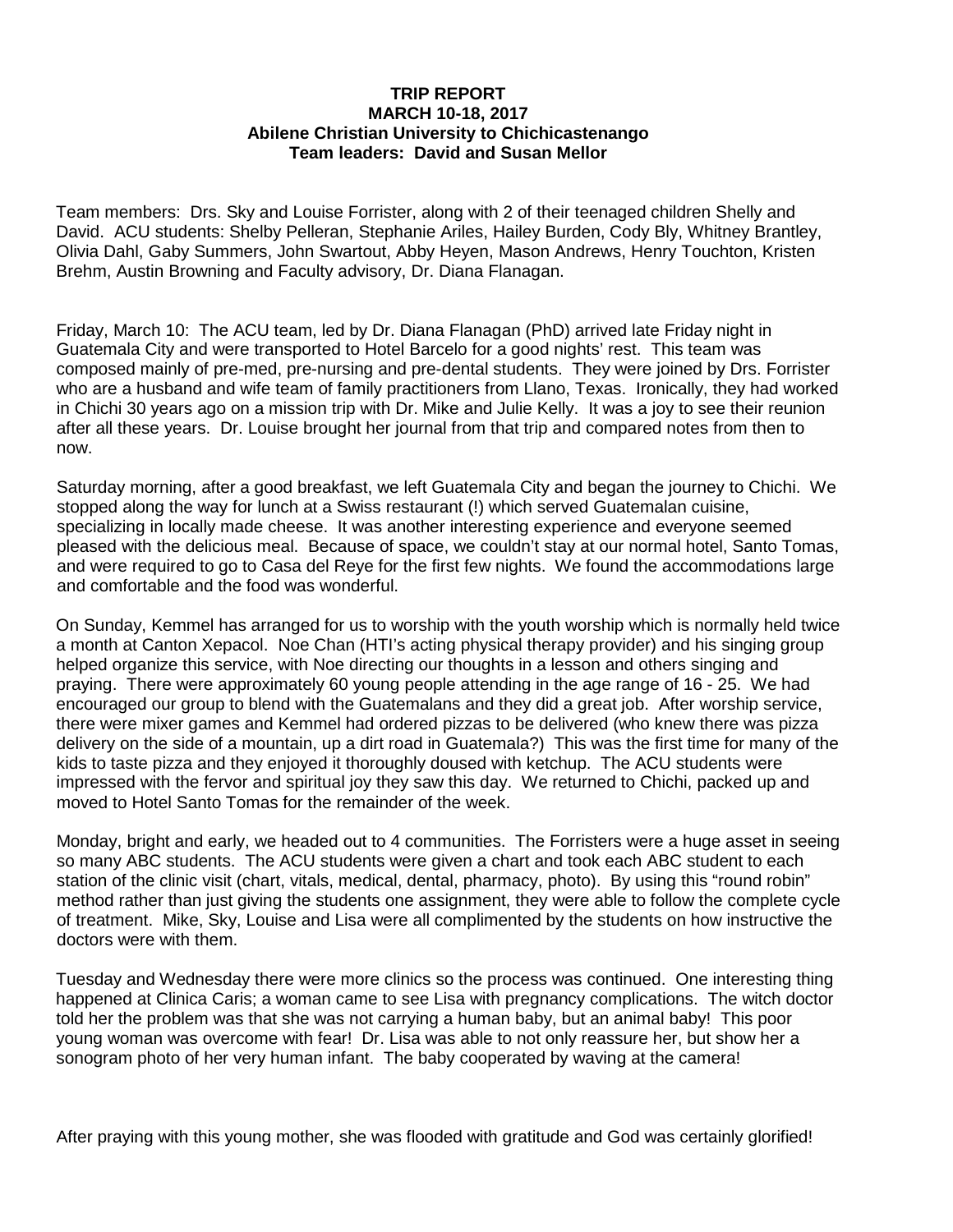**TRIP REPORT**
**MARCH 10-18, 2017**
**Abilene Christian University to Chichicastenango**
**Team leaders: David and Susan Mellor**

Team members: Drs. Sky and Louise Forrister, along with 2 of their teenaged children Shelly and David. ACU students: Shelby Pelleran, Stephanie Ariles, Hailey Burden, Cody Bly, Whitney Brantley, Olivia Dahl, Gaby Summers, John Swartout, Abby Heyen, Mason Andrews, Henry Touchton, Kristen Brehm, Austin Browning and Faculty advisory, Dr. Diana Flanagan.

Friday, March 10: The ACU team, led by Dr. Diana Flanagan (PhD) arrived late Friday night in Guatemala City and were transported to Hotel Barcelo for a good nights' rest. This team was composed mainly of pre-med, pre-nursing and pre-dental students. They were joined by Drs. Forrister who are a husband and wife team of family practitioners from Llano, Texas. Ironically, they had worked in Chichi 30 years ago on a mission trip with Dr. Mike and Julie Kelly. It was a joy to see their reunion after all these years. Dr. Louise brought her journal from that trip and compared notes from then to now.

Saturday morning, after a good breakfast, we left Guatemala City and began the journey to Chichi. We stopped along the way for lunch at a Swiss restaurant (!) which served Guatemalan cuisine, specializing in locally made cheese. It was another interesting experience and everyone seemed pleased with the delicious meal. Because of space, we couldn't stay at our normal hotel, Santo Tomas, and were required to go to Casa del Reye for the first few nights. We found the accommodations large and comfortable and the food was wonderful.

On Sunday, Kemmel has arranged for us to worship with the youth worship which is normally held twice a month at Canton Xepacol. Noe Chan (HTI's acting physical therapy provider) and his singing group helped organize this service, with Noe directing our thoughts in a lesson and others singing and praying. There were approximately 60 young people attending in the age range of 16 - 25. We had encouraged our group to blend with the Guatemalans and they did a great job. After worship service, there were mixer games and Kemmel had ordered pizzas to be delivered (who knew there was pizza delivery on the side of a mountain, up a dirt road in Guatemala?) This was the first time for many of the kids to taste pizza and they enjoyed it thoroughly doused with ketchup. The ACU students were impressed with the fervor and spiritual joy they saw this day. We returned to Chichi, packed up and moved to Hotel Santo Tomas for the remainder of the week.

Monday, bright and early, we headed out to 4 communities. The Forristers were a huge asset in seeing so many ABC students. The ACU students were given a chart and took each ABC student to each station of the clinic visit (chart, vitals, medical, dental, pharmacy, photo). By using this "round robin" method rather than just giving the students one assignment, they were able to follow the complete cycle of treatment. Mike, Sky, Louise and Lisa were all complimented by the students on how instructive the doctors were with them.

Tuesday and Wednesday there were more clinics so the process was continued. One interesting thing happened at Clinica Caris; a woman came to see Lisa with pregnancy complications. The witch doctor told her the problem was that she was not carrying a human baby, but an animal baby! This poor young woman was overcome with fear! Dr. Lisa was able to not only reassure her, but show her a sonogram photo of her very human infant. The baby cooperated by waving at the camera!

After praying with this young mother, she was flooded with gratitude and God was certainly glorified!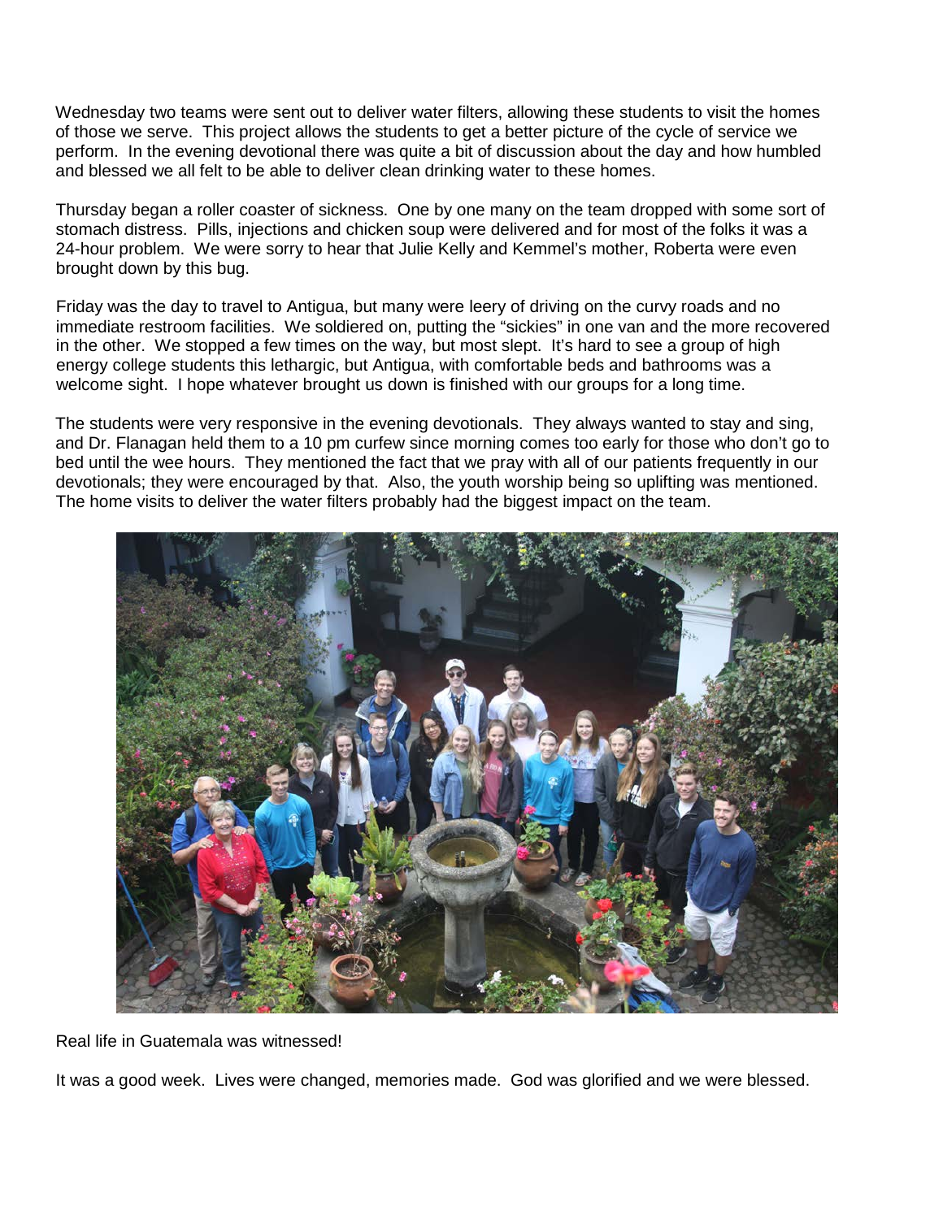Wednesday two teams were sent out to deliver water filters, allowing these students to visit the homes of those we serve. This project allows the students to get a better picture of the cycle of service we perform. In the evening devotional there was quite a bit of discussion about the day and how humbled and blessed we all felt to be able to deliver clean drinking water to these homes.

Thursday began a roller coaster of sickness. One by one many on the team dropped with some sort of stomach distress. Pills, injections and chicken soup were delivered and for most of the folks it was a 24-hour problem. We were sorry to hear that Julie Kelly and Kemmel's mother, Roberta were even brought down by this bug.

Friday was the day to travel to Antigua, but many were leery of driving on the curvy roads and no immediate restroom facilities. We soldiered on, putting the "sickies" in one van and the more recovered in the other. We stopped a few times on the way, but most slept. It's hard to see a group of high energy college students this lethargic, but Antigua, with comfortable beds and bathrooms was a welcome sight. I hope whatever brought us down is finished with our groups for a long time.

The students were very responsive in the evening devotionals. They always wanted to stay and sing, and Dr. Flanagan held them to a 10 pm curfew since morning comes too early for those who don't go to bed until the wee hours. They mentioned the fact that we pray with all of our patients frequently in our devotionals; they were encouraged by that. Also, the youth worship being so uplifting was mentioned. The home visits to deliver the water filters probably had the biggest impact on the team.

Real life in Guatemala was witnessed!

It was a good week. Lives were changed, memories made. God was glorified and we were blessed.